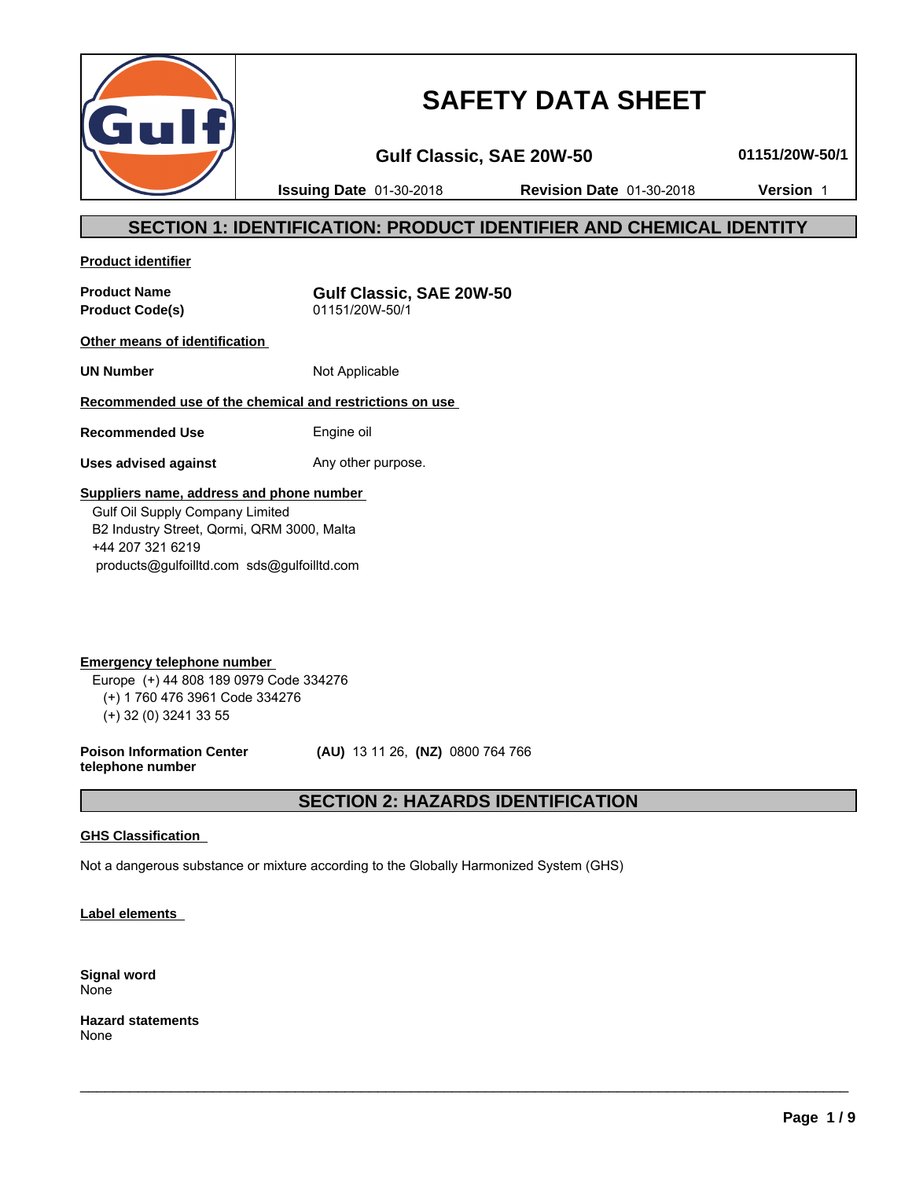# SAFETY DATA SHEET

**Gulf Classic, SAE 20W-50** **01151/20W-50/1**

**Issuing Date** 01-30-2018 **Revision Date** 01-30-2018 **Version** 1

## SECTION 1: IDENTIFICATION: PRODUCT IDENTIFIER AND CHEMICAL IDENTITY

**Product identifier**

| | |
|---|---|
| **Product Name** | **Gulf Classic, SAE 20W-50** |
| **Product Code(s)** | 01151/20W-50/1 |

**Other means of identification**

| | |
|---|---|
| **UN Number** | Not Applicable |

**Recommended use of the chemical and restrictions on use**

| | |
|---|---|
| **Recommended Use** | Engine oil |
| **Uses advised against** | Any other purpose. |

**Suppliers name, address and phone number**

Gulf Oil Supply Company Limited
B2 Industry Street, Qormi, QRM 3000, Malta
+44 207 321 6219
products@gulfoilltd.com sds@gulfoilltd.com

**Emergency telephone number**

Europe (+) 44 808 189 0979 Code 334276
(+) 1 760 476 3961 Code 334276
(+) 32 (0) 3241 33 55

**Poison Information Center telephone number** **(AU)** 13 11 26, **(NZ)** 0800 764 766

## SECTION 2: HAZARDS IDENTIFICATION

**GHS Classification**

Not a dangerous substance or mixture according to the Globally Harmonized System (GHS)

**Label elements**

**Signal word**
None

**Hazard statements**
None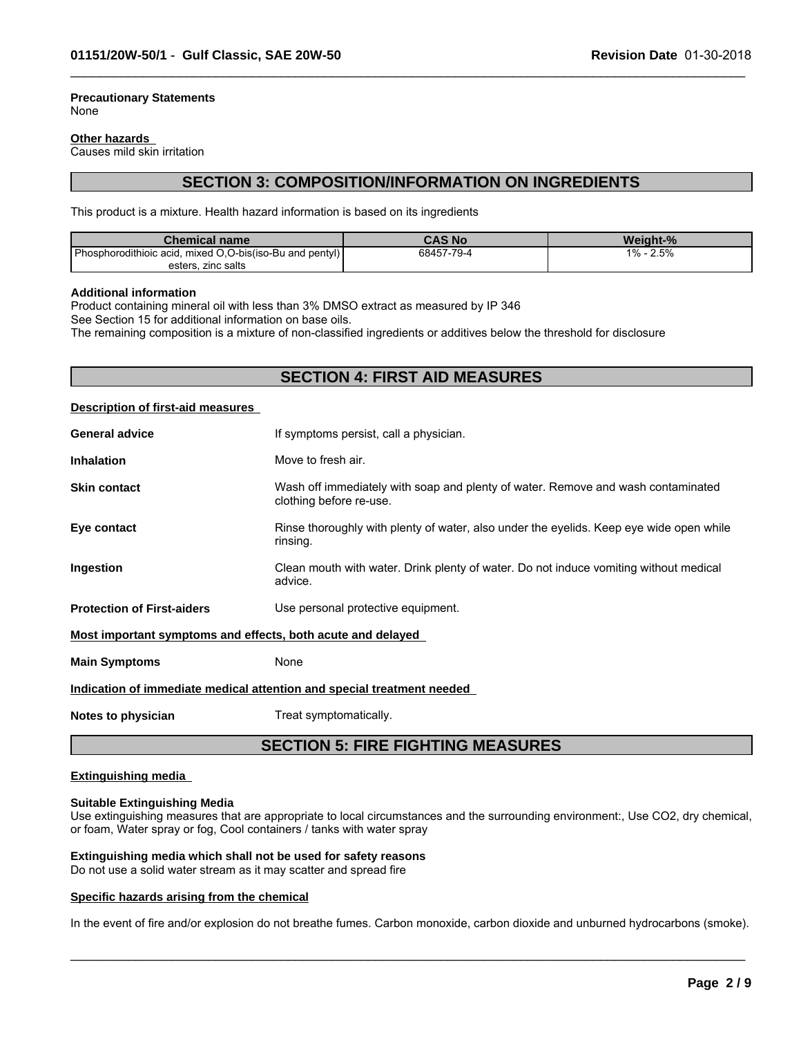**Precautionary Statements**
None

**Other hazards**
Causes mild skin irritation

## SECTION 3: COMPOSITION/INFORMATION ON INGREDIENTS

This product is a mixture. Health hazard information is based on its ingredients

| Chemical name | CAS No | Weight-% |
|---|---|---|
| Phosphorodithioic acid, mixed O,O-bis(iso-Bu and pentyl) esters, zinc salts | 68457-79-4 | 1% - 2.5% |

**Additional information**
Product containing mineral oil with less than 3% DMSO extract as measured by IP 346
See Section 15 for additional information on base oils.
The remaining composition is a mixture of non-classified ingredients or additives below the threshold for disclosure

## SECTION 4: FIRST AID MEASURES

**Description of first-aid measures**

**General advice** If symptoms persist, call a physician.

**Inhalation** Move to fresh air.

**Skin contact** Wash off immediately with soap and plenty of water. Remove and wash contaminated clothing before re-use.

**Eye contact** Rinse thoroughly with plenty of water, also under the eyelids. Keep eye wide open while rinsing.

**Ingestion** Clean mouth with water. Drink plenty of water. Do not induce vomiting without medical advice.

**Protection of First-aiders** Use personal protective equipment.

**Most important symptoms and effects, both acute and delayed**

**Main Symptoms** None

**Indication of immediate medical attention and special treatment needed**

**Notes to physician** Treat symptomatically.

## SECTION 5: FIRE FIGHTING MEASURES

**Extinguishing media**

**Suitable Extinguishing Media**
Use extinguishing measures that are appropriate to local circumstances and the surrounding environment:, Use $CO_2$, dry chemical, or foam, Water spray or fog, Cool containers / tanks with water spray

**Extinguishing media which shall not be used for safety reasons**
Do not use a solid water stream as it may scatter and spread fire

**Specific hazards arising from the chemical**

In the event of fire and/or explosion do not breathe fumes. Carbon monoxide, carbon dioxide and unburned hydrocarbons (smoke).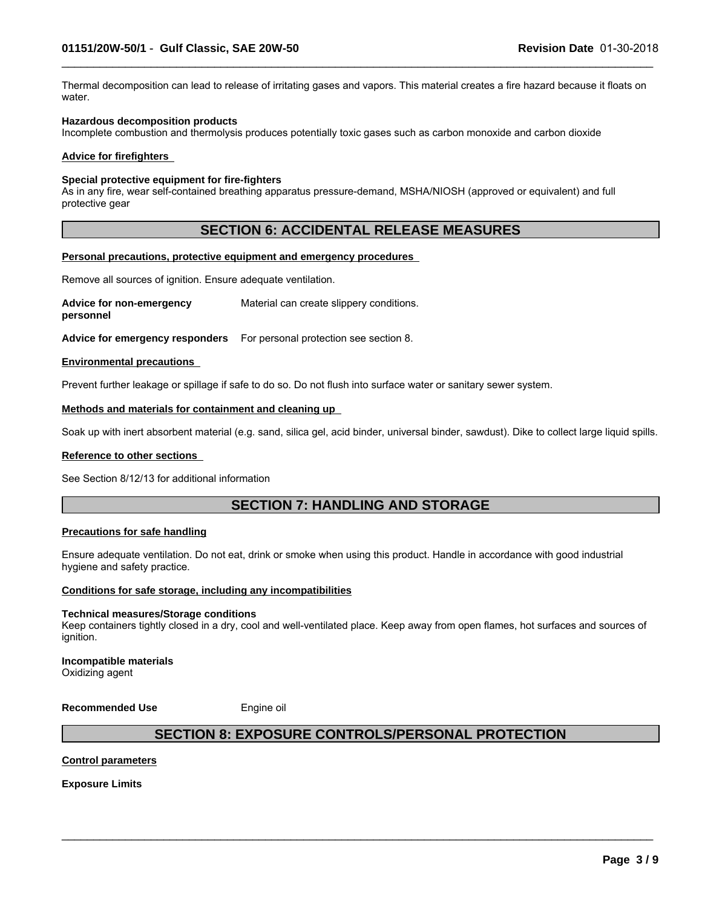Thermal decomposition can lead to release of irritating gases and vapors. This material creates a fire hazard because it floats on water.

**Hazardous decomposition products**
Incomplete combustion and thermolysis produces potentially toxic gases such as carbon monoxide and carbon dioxide

**Advice for firefighters**

**Special protective equipment for fire-fighters**
As in any fire, wear self-contained breathing apparatus pressure-demand, MSHA/NIOSH (approved or equivalent) and full protective gear

## SECTION 6: ACCIDENTAL RELEASE MEASURES

**Personal precautions, protective equipment and emergency procedures**

Remove all sources of ignition. Ensure adequate ventilation.

**Advice for non-emergency personnel** Material can create slippery conditions.

**Advice for emergency responders** For personal protection see section 8.

**Environmental precautions**

Prevent further leakage or spillage if safe to do so. Do not flush into surface water or sanitary sewer system.

**Methods and materials for containment and cleaning up**

Soak up with inert absorbent material (e.g. sand, silica gel, acid binder, universal binder, sawdust). Dike to collect large liquid spills.

**Reference to other sections**

See Section 8/12/13 for additional information

## SECTION 7: HANDLING AND STORAGE

**Precautions for safe handling**

Ensure adequate ventilation. Do not eat, drink or smoke when using this product. Handle in accordance with good industrial hygiene and safety practice.

**Conditions for safe storage, including any incompatibilities**

**Technical measures/Storage conditions**
Keep containers tightly closed in a dry, cool and well-ventilated place. Keep away from open flames, hot surfaces and sources of ignition.

**Incompatible materials**
Oxidizing agent

**Recommended Use** Engine oil

## SECTION 8: EXPOSURE CONTROLS/PERSONAL PROTECTION

**Control parameters**

**Exposure Limits**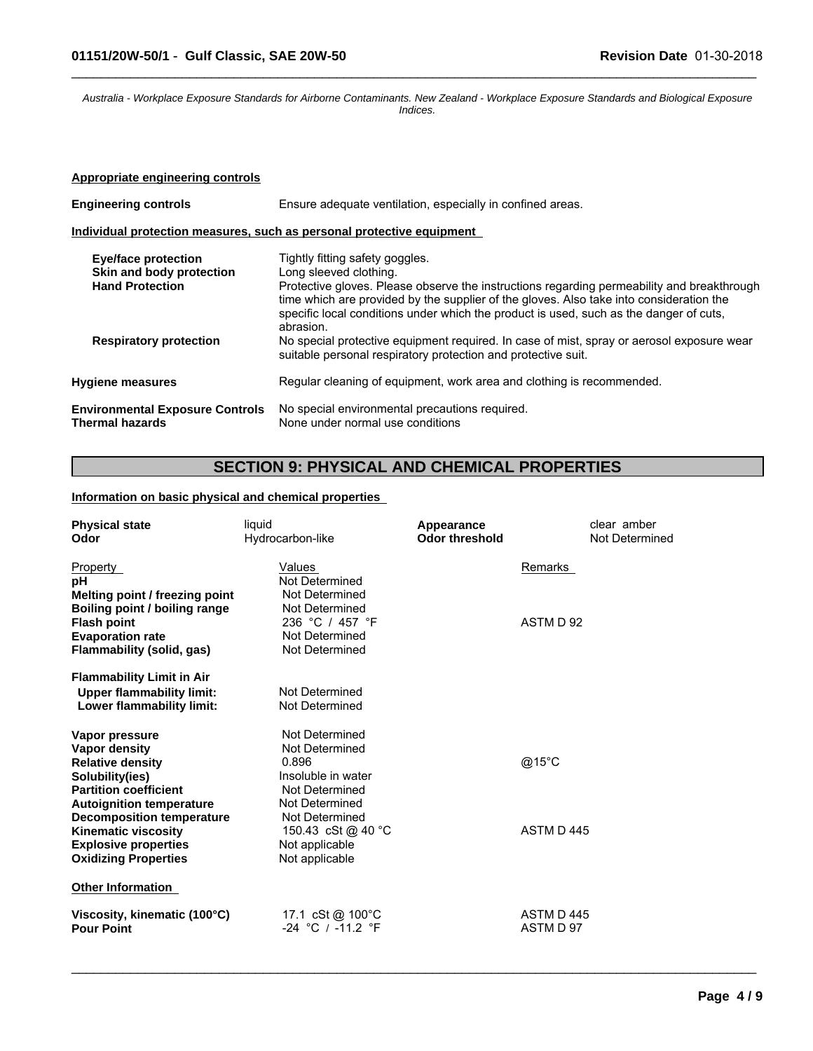*Australia - Workplace Exposure Standards for Airborne Contaminants. New Zealand - Workplace Exposure Standards and Biological Exposure Indices.*

**Appropriate engineering controls**

| | |
|---|---|
| **Engineering controls** | Ensure adequate ventilation, especially in confined areas. |

**Individual protection measures, such as personal protective equipment**

| | |
|---|---|
| **Eye/face protection** | Tightly fitting safety goggles. |
| **Skin and body protection** | Long sleeved clothing. |
| **Hand Protection** | Protective gloves. Please observe the instructions regarding permeability and breakthrough time which are provided by the supplier of the gloves. Also take into consideration the specific local conditions under which the product is used, such as the danger of cuts, abrasion. |
| **Respiratory protection** | No special protective equipment required. In case of mist, spray or aerosol exposure wear suitable personal respiratory protection and protective suit. |
| **Hygiene measures** | Regular cleaning of equipment, work area and clothing is recommended. |
| **Environmental Exposure Controls** | No special environmental precautions required. |
| **Thermal hazards** | None under normal use conditions |

## SECTION 9: PHYSICAL AND CHEMICAL PROPERTIES

**Information on basic physical and chemical properties**

| | | | |
|---|---|---|---|
| **Physical state** | liquid | **Appearance** | clear amber |
| **Odor** | Hydrocarbon-like | **Odor threshold** | Not Determined |

| Property | Values | Remarks |
|---|---|---|
| **pH** | Not Determined | |
| **Melting point / freezing point** | Not Determined | |
| **Boiling point / boiling range** | Not Determined | |
| **Flash point** | 236 °C / 457 °F | ASTM D 92 |
| **Evaporation rate** | Not Determined | |
| **Flammability (solid, gas)** | Not Determined | |
| **Flammability Limit in Air** | | |
| **Upper flammability limit:** | Not Determined | |
| **Lower flammability limit:** | Not Determined | |
| **Vapor pressure** | Not Determined | |
| **Vapor density** | Not Determined | |
| **Relative density** | 0.896 | @15°C |
| **Solubility(ies)** | Insoluble in water | |
| **Partition coefficient** | Not Determined | |
| **Autoignition temperature** | Not Determined | |
| **Decomposition temperature** | Not Determined | |
| **Kinematic viscosity** | 150.43 cSt @ 40 °C | ASTM D 445 |
| **Explosive properties** | Not applicable | |
| **Oxidizing Properties** | Not applicable | |

**Other Information**

| | | |
|---|---|---|
| **Viscosity, kinematic (100°C)** | 17.1 cSt @ 100°C | ASTM D 445 |
| **Pour Point** | -24 °C / -11.2 °F | ASTM D 97 |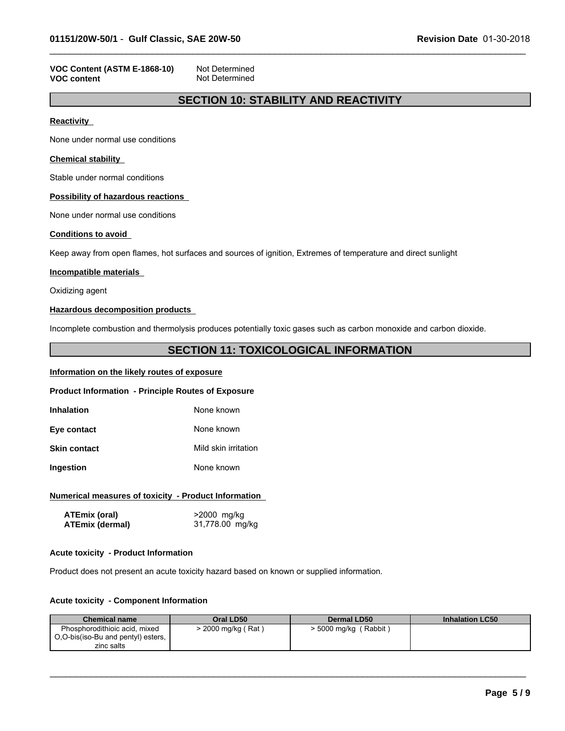**VOC Content (ASTM E-1868-10)** Not Determined
**VOC content** Not Determined

## SECTION 10: STABILITY AND REACTIVITY

**Reactivity**

None under normal use conditions

**Chemical stability**

Stable under normal conditions

**Possibility of hazardous reactions**

None under normal use conditions

**Conditions to avoid**

Keep away from open flames, hot surfaces and sources of ignition, Extremes of temperature and direct sunlight

**Incompatible materials**

Oxidizing agent

**Hazardous decomposition products**

Incomplete combustion and thermolysis produces potentially toxic gases such as carbon monoxide and carbon dioxide.

## SECTION 11: TOXICOLOGICAL INFORMATION

**Information on the likely routes of exposure**

**Product Information - Principle Routes of Exposure**

**Inhalation** None known

**Eye contact** None known

**Skin contact** Mild skin irritation

**Ingestion** None known

**Numerical measures of toxicity - Product Information**

**ATEmix (oral)** >2000 mg/kg
**ATEmix (dermal)** 31,778.00 mg/kg

**Acute toxicity - Product Information**

Product does not present an acute toxicity hazard based on known or supplied information.

**Acute toxicity - Component Information**

| Chemical name | Oral LD50 | Dermal LD50 | Inhalation LC50 |
|---|---|---|---|
| Phosphorodithioic acid, mixed O,O-bis(iso-Bu and pentyl) esters, zinc salts | > 2000 mg/kg ( Rat ) | > 5000 mg/kg ( Rabbit ) | |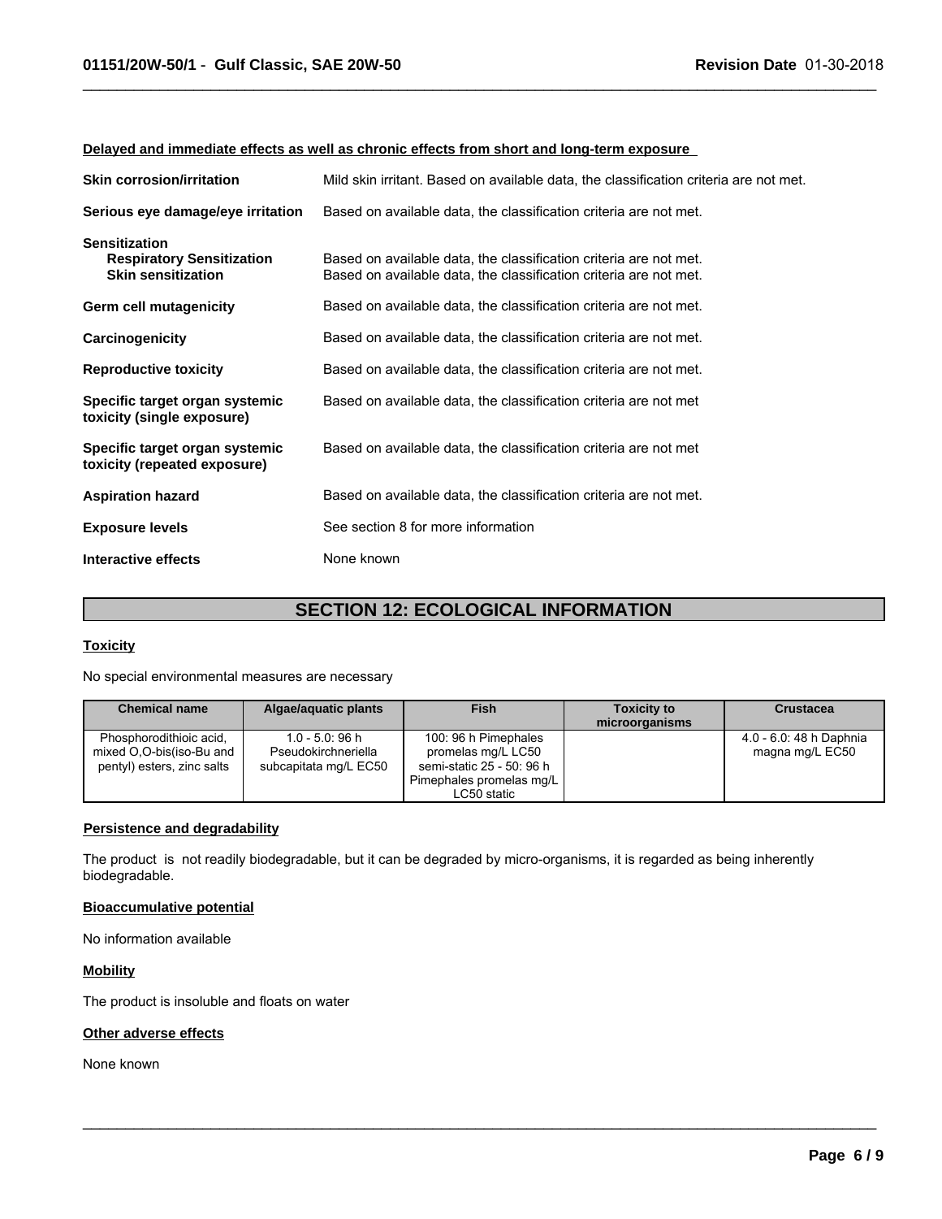**Delayed and immediate effects as well as chronic effects from short and long-term exposure**

| | |
|---|---|
| **Skin corrosion/irritation** | Mild skin irritant. Based on available data, the classification criteria are not met. |
| **Serious eye damage/eye irritation** | Based on available data, the classification criteria are not met. |
| **Sensitization** | |
| **Respiratory Sensitization** | Based on available data, the classification criteria are not met. |
| **Skin sensitization** | Based on available data, the classification criteria are not met. |
| **Germ cell mutagenicity** | Based on available data, the classification criteria are not met. |
| **Carcinogenicity** | Based on available data, the classification criteria are not met. |
| **Reproductive toxicity** | Based on available data, the classification criteria are not met. |
| **Specific target organ systemic toxicity (single exposure)** | Based on available data, the classification criteria are not met |
| **Specific target organ systemic toxicity (repeated exposure)** | Based on available data, the classification criteria are not met |
| **Aspiration hazard** | Based on available data, the classification criteria are not met. |
| **Exposure levels** | See section 8 for more information |
| **Interactive effects** | None known |

## SECTION 12: ECOLOGICAL INFORMATION

**Toxicity**

No special environmental measures are necessary

| Chemical name | Algae/aquatic plants | Fish | Toxicity to microorganisms | Crustacea |
|---|---|---|---|---|
| Phosphorodithioic acid, mixed O,O-bis(iso-Bu and pentyl) esters, zinc salts | 1.0 - 5.0: 96 h Pseudokirchneriella subcapitata mg/L EC50 | 100: 96 h Pimephales promelas mg/L LC50 semi-static 25 - 50: 96 h Pimephales promelas mg/L LC50 static | | 4.0 - 6.0: 48 h Daphnia magna mg/L EC50 |

**Persistence and degradability**

The product is not readily biodegradable, but it can be degraded by micro-organisms, it is regarded as being inherently biodegradable.

**Bioaccumulative potential**

No information available

**Mobility**

The product is insoluble and floats on water

**Other adverse effects**

None known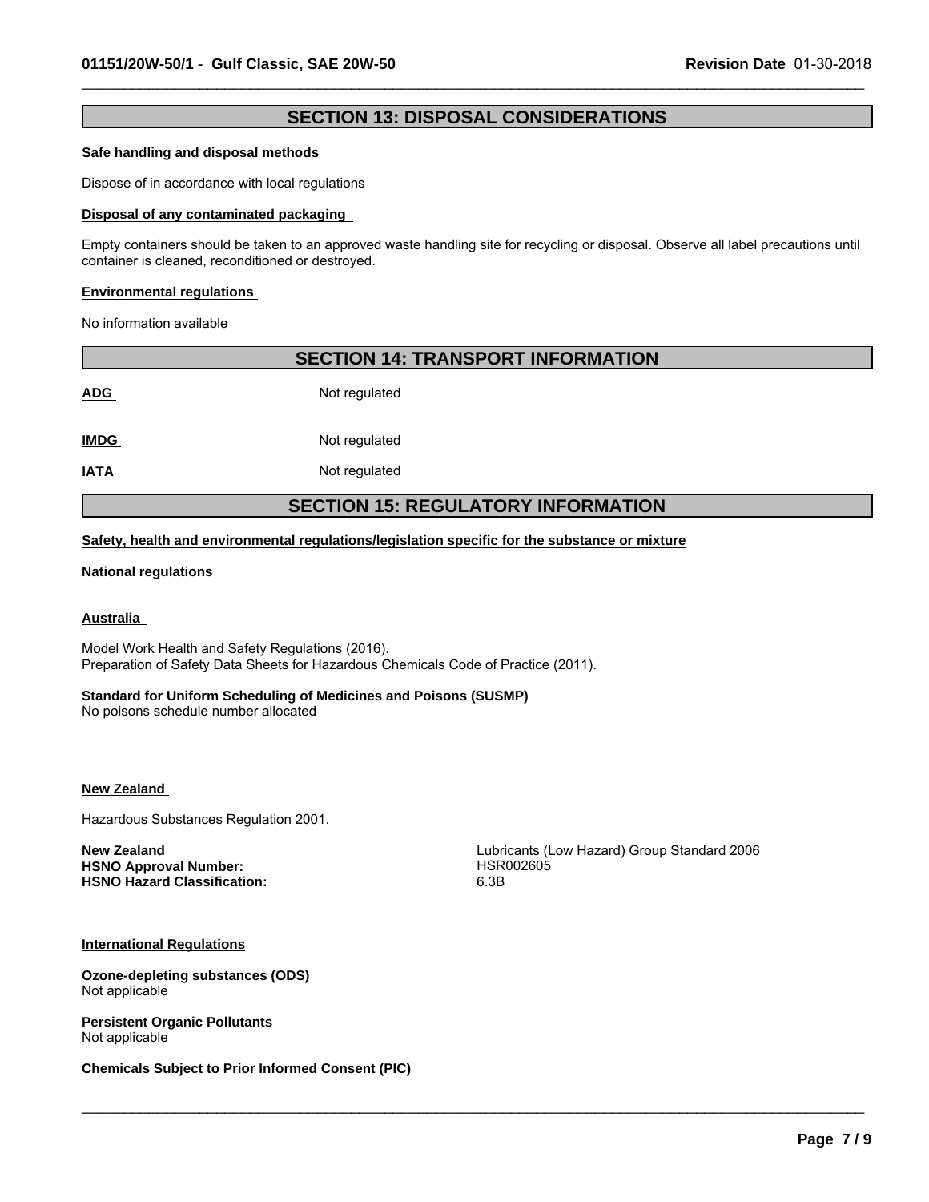## SECTION 13: DISPOSAL CONSIDERATIONS

**Safe handling and disposal methods**

Dispose of in accordance with local regulations

**Disposal of any contaminated packaging**

Empty containers should be taken to an approved waste handling site for recycling or disposal. Observe all label precautions until container is cleaned, reconditioned or destroyed.

**Environmental regulations**

No information available

## SECTION 14: TRANSPORT INFORMATION

| | |
|---|---|
| **ADG** | Not regulated |
| **IMDG** | Not regulated |
| **IATA** | Not regulated |

## SECTION 15: REGULATORY INFORMATION

**Safety, health and environmental regulations/legislation specific for the substance or mixture**

**National regulations**

**Australia**

Model Work Health and Safety Regulations (2016).
Preparation of Safety Data Sheets for Hazardous Chemicals Code of Practice (2011).

**Standard for Uniform Scheduling of Medicines and Poisons (SUSMP)**
No poisons schedule number allocated

**New Zealand**

Hazardous Substances Regulation 2001.

| | |
|---|---|
| **New Zealand** | Lubricants (Low Hazard) Group Standard 2006 |
| **HSNO Approval Number:** | HSR002605 |
| **HSNO Hazard Classification:** | 6.3B |

**International Regulations**

**Ozone-depleting substances (ODS)**
Not applicable

**Persistent Organic Pollutants**
Not applicable

**Chemicals Subject to Prior Informed Consent (PIC)**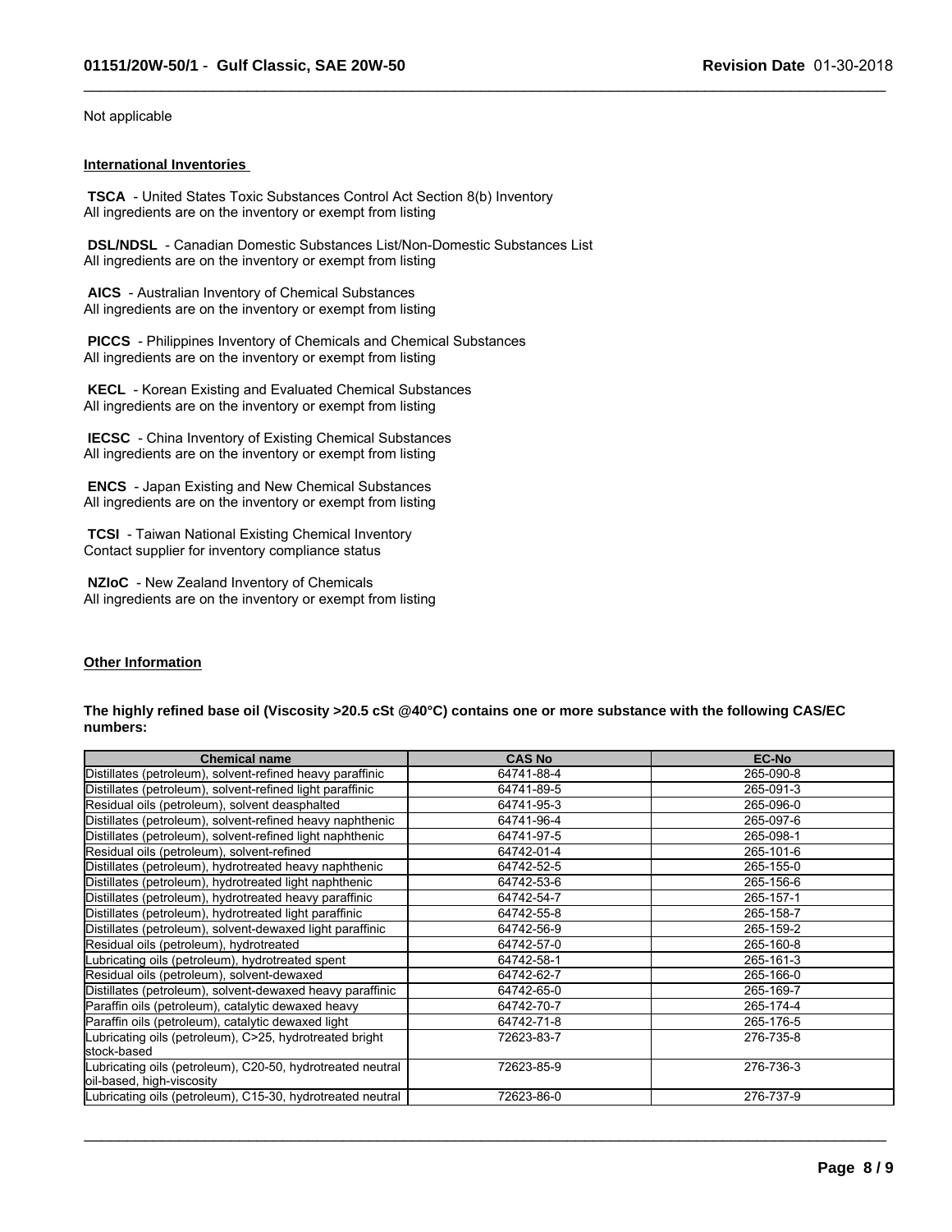Not applicable

**International Inventories**

**TSCA** - United States Toxic Substances Control Act Section 8(b) Inventory
All ingredients are on the inventory or exempt from listing

**DSL/NDSL** - Canadian Domestic Substances List/Non-Domestic Substances List
All ingredients are on the inventory or exempt from listing

**AICS** - Australian Inventory of Chemical Substances
All ingredients are on the inventory or exempt from listing

**PICCS** - Philippines Inventory of Chemicals and Chemical Substances
All ingredients are on the inventory or exempt from listing

**KECL** - Korean Existing and Evaluated Chemical Substances
All ingredients are on the inventory or exempt from listing

**IECSC** - China Inventory of Existing Chemical Substances
All ingredients are on the inventory or exempt from listing

**ENCS** - Japan Existing and New Chemical Substances
All ingredients are on the inventory or exempt from listing

**TCSI** - Taiwan National Existing Chemical Inventory
Contact supplier for inventory compliance status

**NZIoC** - New Zealand Inventory of Chemicals
All ingredients are on the inventory or exempt from listing

**Other Information**

**The highly refined base oil (Viscosity >20.5 cSt @40°C) contains one or more substance with the following CAS/EC numbers:**

| Chemical name | CAS No | EC-No |
|---|---|---|
| Distillates (petroleum), solvent-refined heavy paraffinic | 64741-88-4 | 265-090-8 |
| Distillates (petroleum), solvent-refined light paraffinic | 64741-89-5 | 265-091-3 |
| Residual oils (petroleum), solvent deasphalted | 64741-95-3 | 265-096-0 |
| Distillates (petroleum), solvent-refined heavy naphthenic | 64741-96-4 | 265-097-6 |
| Distillates (petroleum), solvent-refined light naphthenic | 64741-97-5 | 265-098-1 |
| Residual oils (petroleum), solvent-refined | 64742-01-4 | 265-101-6 |
| Distillates (petroleum), hydrotreated heavy naphthenic | 64742-52-5 | 265-155-0 |
| Distillates (petroleum), hydrotreated light naphthenic | 64742-53-6 | 265-156-6 |
| Distillates (petroleum), hydrotreated heavy paraffinic | 64742-54-7 | 265-157-1 |
| Distillates (petroleum), hydrotreated light paraffinic | 64742-55-8 | 265-158-7 |
| Distillates (petroleum), solvent-dewaxed light paraffinic | 64742-56-9 | 265-159-2 |
| Residual oils (petroleum), hydrotreated | 64742-57-0 | 265-160-8 |
| Lubricating oils (petroleum), hydrotreated spent | 64742-58-1 | 265-161-3 |
| Residual oils (petroleum), solvent-dewaxed | 64742-62-7 | 265-166-0 |
| Distillates (petroleum), solvent-dewaxed heavy paraffinic | 64742-65-0 | 265-169-7 |
| Paraffin oils (petroleum), catalytic dewaxed heavy | 64742-70-7 | 265-174-4 |
| Paraffin oils (petroleum), catalytic dewaxed light | 64742-71-8 | 265-176-5 |
| Lubricating oils (petroleum), C>25, hydrotreated bright stock-based | 72623-83-7 | 276-735-8 |
| Lubricating oils (petroleum), C20-50, hydrotreated neutral oil-based, high-viscosity | 72623-85-9 | 276-736-3 |
| Lubricating oils (petroleum), C15-30, hydrotreated neutral | 72623-86-0 | 276-737-9 |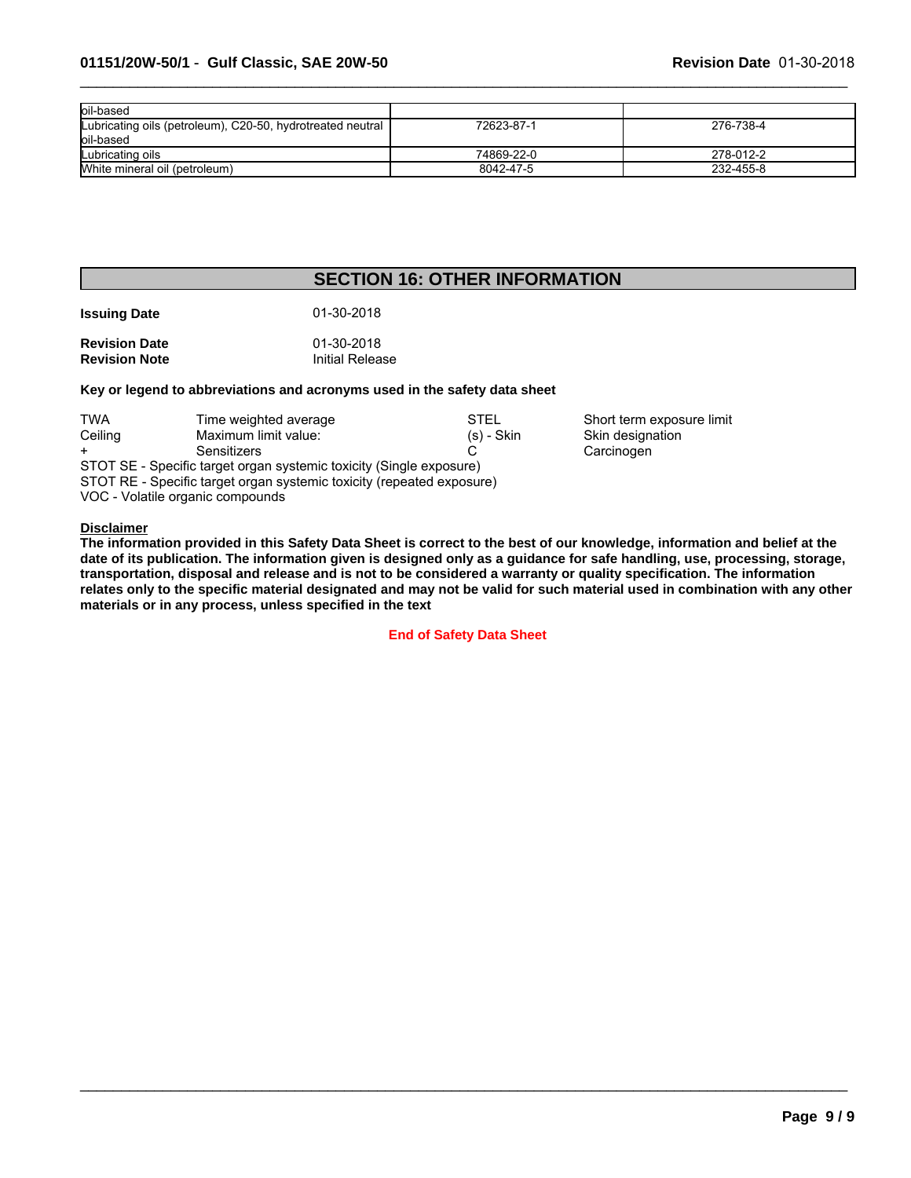| | | |
|---|---|---|
| oil-based | | |
| Lubricating oils (petroleum), C20-50, hydrotreated neutral oil-based | 72623-87-1 | 276-738-4 |
| Lubricating oils | 74869-22-0 | 278-012-2 |
| White mineral oil (petroleum) | 8042-47-5 | 232-455-8 |

## SECTION 16: OTHER INFORMATION

**Issuing Date** 01-30-2018

**Revision Date** 01-30-2018
**Revision Note** Initial Release

**Key or legend to abbreviations and acronyms used in the safety data sheet**

| | | | |
|---|---|---|---|
| TWA | Time weighted average | STEL | Short term exposure limit |
| Ceiling | Maximum limit value: | (s) - Skin | Skin designation |
| + | Sensitizers | C | Carcinogen |

STOT SE - Specific target organ systemic toxicity (Single exposure)
STOT RE - Specific target organ systemic toxicity (repeated exposure)
VOC - Volatile organic compounds

**Disclaimer**

**The information provided in this Safety Data Sheet is correct to the best of our knowledge, information and belief at the date of its publication. The information given is designed only as a guidance for safe handling, use, processing, storage, transportation, disposal and release and is not to be considered a warranty or quality specification. The information relates only to the specific material designated and may not be valid for such material used in combination with any other materials or in any process, unless specified in the text**

**End of Safety Data Sheet**